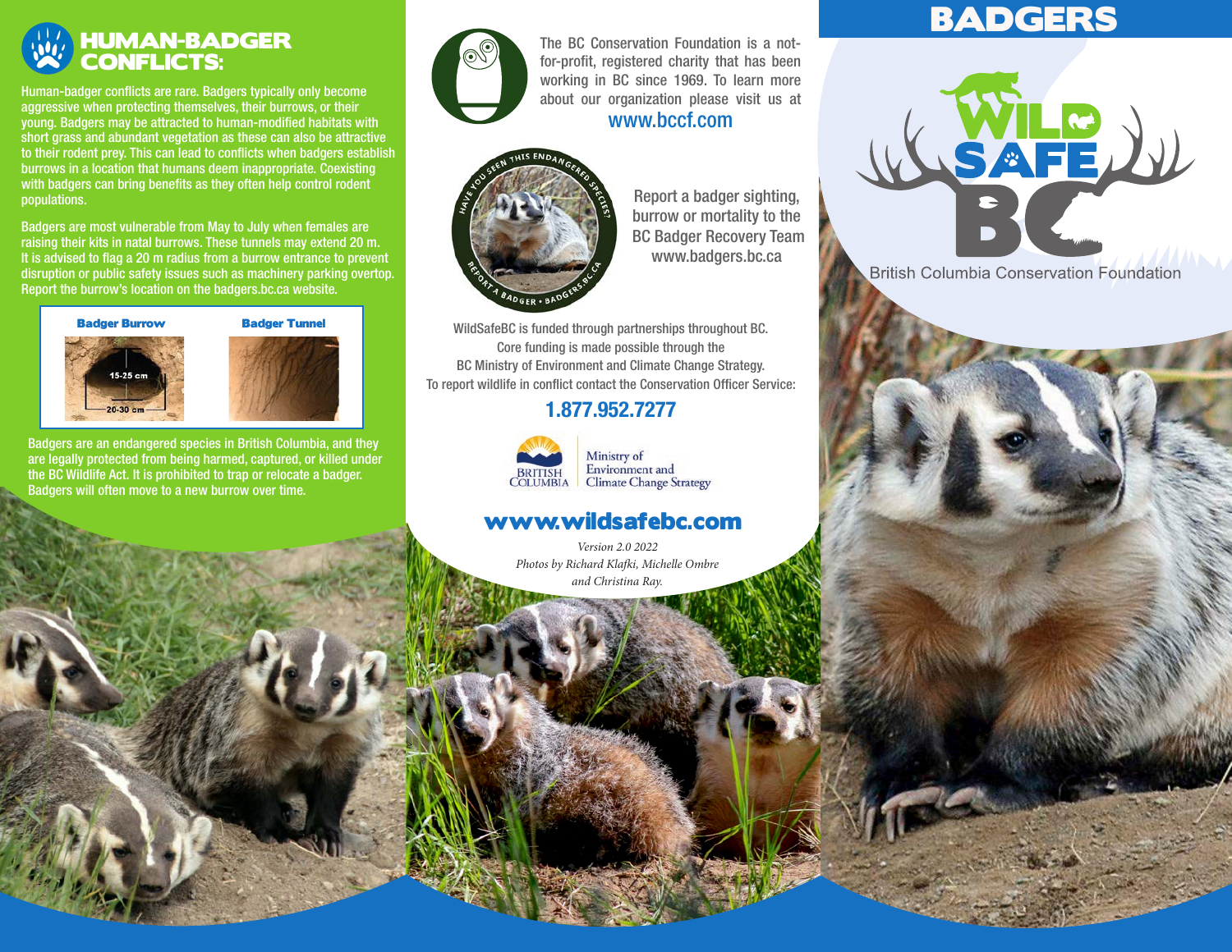## HUMAN-BADGER CONFLICTS:

Human-badger conflicts are rare. Badgers typically only become aggressive when protecting themselves, their burrows, or their young. Badgers may be attracted to human-modified habitats with short grass and abundant vegetation as these can also be attractive to their rodent prey. This can lead to conflicts when badgers establish burrows in a location that humans deem inappropriate. Coexisting with badgers can bring benefits as they often help control rodent populations.

Badgers are most vulnerable from May to July when females are raising their kits in natal burrows. These tunnels may extend 20 m. It is advised to flag a 20 m radius from a burrow entrance to prevent disruption or public safety issues such as machinery parking overtop. Report the burrow's location on the badgers.bc.ca website.

**Badger Burrow** — 15-25 cm, 20-30 cm

**Badger Tunnel**

Badgers are an endangered species in British Columbia, and they are legally protected from being harmed, captured, or killed under the BC Wildlife Act. It is prohibited to trap or relocate a badger. Badgers will often move to a new burrow over time.

The BC Conservation Foundation is a not-for-profit, registered charity that has been working in BC since 1969. To learn more about our organization please visit us at

www.bccf.com

HAVE YOU SEEN THIS ENDANGERED SPECIES? REPORT A BADGER • BADGERS.BC.CA

Report a badger sighting, burrow or mortality to the BC Badger Recovery Team
www.badgers.bc.ca

WildSafeBC is funded through partnerships throughout BC. Core funding is made possible through the BC Ministry of Environment and Climate Change Strategy. To report wildlife in conflict contact the Conservation Officer Service:

**1.877.952.7277**

BRITISH COLUMBIA | Ministry of Environment and Climate Change Strategy

**www.wildsafebc.com**

*Version 2.0 2022*
*Photos by Richard Klafki, Michelle Ombre and Christina Ray.*

# BADGERS

WILD SAFE BC

British Columbia Conservation Foundation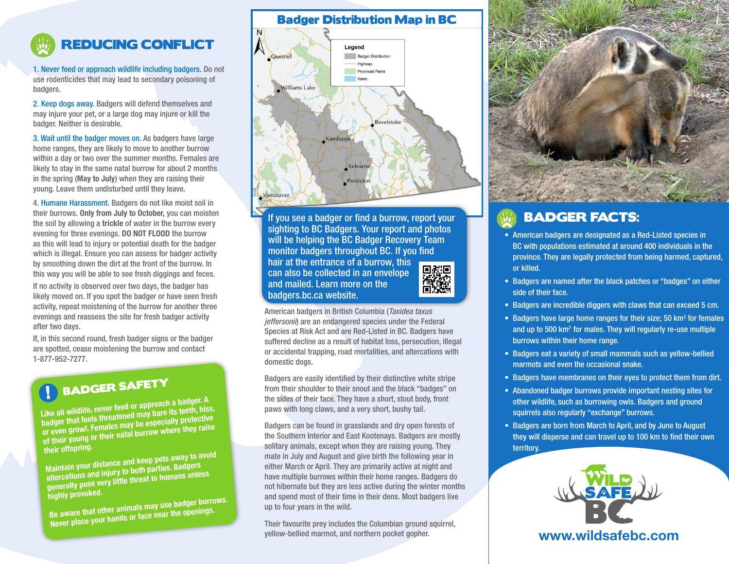## REDUCING CONFLICT

1. Never feed or approach wildlife including badgers. Do not use rodenticides that may lead to secondary poisoning of badgers.

2. Keep dogs away. Badgers will defend themselves and may injure your pet, or a large dog may injure or kill the badger. Neither is desirable.

3. Wait until the badger moves on. As badgers have large home ranges, they are likely to move to another burrow within a day or two over the summer months. Females are likely to stay in the same natal burrow for about 2 months in the spring (**May to July**) when they are raising their young. Leave them undisturbed until they leave.

4. Humane Harassment. Badgers do not like moist soil in their burrows. **Only from July to October,** you can moisten the soil by allowing a **trickle** of water in the burrow every evening for three evenings. **DO NOT FLOOD** the burrow as this will lead to injury or potential death for the badger which is illegal. Ensure you can assess for badger activity by smoothing down the dirt at the front of the burrow. In this way you will be able to see fresh diggings and feces.

If no activity is observed over two days, the badger has likely moved on. If you spot the badger or have seen fresh activity, repeat moistening of the burrow for another three evenings and reassess the site for fresh badger activity after two days.

If, in this second round, fresh badger signs or the badger are spotted, cease moistening the burrow and contact 1-877-952-7277.

## BADGER SAFETY

Like all wildlife, never feed or approach a badger. A badger that feels threatened may bare its teeth, hiss, or even growl. Females may be especially protective of their young or their natal burrow where they raise their offspring.

Maintain your distance and keep pets away to avoid altercations and injury to both parties. Badgers generally pose very little threat to humans unless highly provoked.

Be aware that other animals may use badger burrows. Never place your hands or face near the openings.

## Badger Distribution Map in BC

N

Legend
Badger Distribution
Highway
Provincial Parks
Water

Quesnel
Williams Lake
Revelstoke
Kamloops
Kelowna
Penticton
Vancouver

If you see a badger or find a burrow, report your sighting to BC Badgers. Your report and photos will be helping the BC Badger Recovery Team monitor badgers throughout BC. If you find hair at the entrance of a burrow, this can also be collected in an envelope and mailed. Learn more on the badgers.bc.ca website.

American badgers in British Columbia (*Taxidea taxus jeffersonii*) are an endangered species under the Federal Species at Risk Act and are Red-Listed in BC. Badgers have suffered decline as a result of habitat loss, persecution, illegal or accidental trapping, road mortalities, and altercations with domestic dogs.

Badgers are easily identified by their distinctive white stripe from their shoulder to their snout and the black "badges" on the sides of their face. They have a short, stout body, front paws with long claws, and a very short, bushy tail.

Badgers can be found in grasslands and dry open forests of the Southern Interior and East Kootenays. Badgers are mostly solitary animals, except when they are raising young. They mate in July and August and give birth the following year in either March or April. They are primarily active at night and have multiple burrows within their home ranges. Badgers do not hibernate but they are less active during the winter months and spend most of their time in their dens. Most badgers live up to four years in the wild.

Their favourite prey includes the Columbian ground squirrel, yellow-bellied marmot, and northern pocket gopher.

## BADGER FACTS:

- American badgers are designated as a Red-Listed species in BC with populations estimated at around 400 individuals in the province. They are legally protected from being harmed, captured, or killed.
- Badgers are named after the black patches or "badges" on either side of their face.
- Badgers are incredible diggers with claws that can exceed 5 cm.
- Badgers have large home ranges for their size; 50 km$^2$ for females and up to 500 km$^2$ for males. They will regularly re-use multiple burrows within their home range.
- Badgers eat a variety of small mammals such as yellow-bellied marmots and even the occasional snake.
- Badgers have membranes on their eyes to protect them from dirt.
- Abandoned badger burrows provide important nesting sites for other wildlife, such as burrowing owls. Badgers and ground squirrels also regularly "exchange" burrows.
- Badgers are born from March to April, and by June to August they will disperse and can travel up to 100 km to find their own territory.

WILD SAFE BC

www.wildsafebc.com